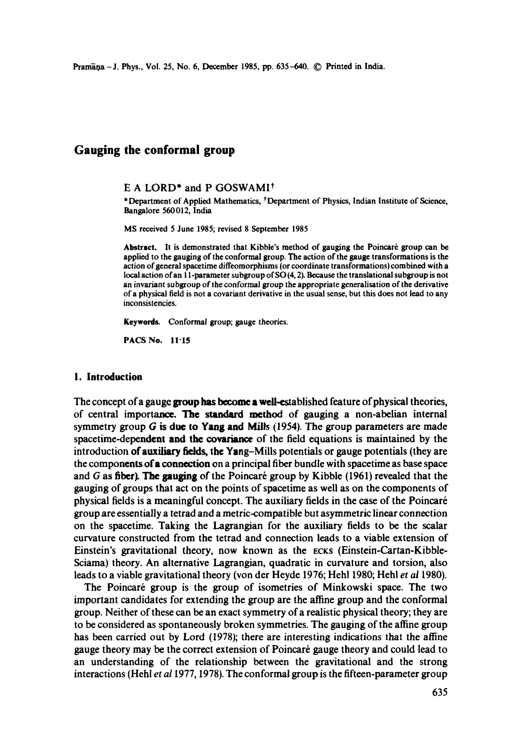# Gauging the conformal group

E A LORD* and P GOSWAMI†

*Department of Applied Mathematics, †Department of Physics, Indian Institute of Science, Bangalore 560012, India

MS received 5 June 1985; revised 8 September 1985

**Abstract.** It is demonstrated that Kibble's method of gauging the Poincaré group can be applied to the gauging of the conformal group. The action of the gauge transformations is the action of general spacetime diffeomorphisms (or coordinate transformations) combined with a local action of an 11-parameter subgroup of SO (4, 2). Because the translational subgroup is not an invariant subgroup of the conformal group the appropriate generalisation of the derivative of a physical field is not a covariant derivative in the usual sense, but this does not lead to any inconsistencies.

**Keywords.** Conformal group; gauge theories.

**PACS No.** 11·15

## 1. Introduction

The concept of a gauge group has become a well-established feature of physical theories, of central importance. The standard method of gauging a non-abelian internal symmetry group $G$ is due to Yang and Mills (1954). The group parameters are made spacetime-dependent and the covariance of the field equations is maintained by the introduction of auxiliary fields, the Yang–Mills potentials or gauge potentials (they are the components of a connection on a principal fiber bundle with spacetime as base space and $G$ as fiber). The gauging of the Poincaré group by Kibble (1961) revealed that the gauging of groups that act on the points of spacetime as well as on the components of physical fields is a meaningful concept. The auxiliary fields in the case of the Poincaré group are essentially a tetrad and a metric-compatible but asymmetric linear connection on the spacetime. Taking the Lagrangian for the auxiliary fields to be the scalar curvature constructed from the tetrad and connection leads to a viable extension of Einstein's gravitational theory, now known as the ECKS (Einstein-Cartan-Kibble-Sciama) theory. An alternative Lagrangian, quadratic in curvature and torsion, also leads to a viable gravitational theory (von der Heyde 1976; Hehl 1980; Hehl *et al* 1980).

The Poincaré group is the group of isometries of Minkowski space. The two important candidates for extending the group are the affine group and the conformal group. Neither of these can be an exact symmetry of a realistic physical theory; they are to be considered as spontaneously broken symmetries. The gauging of the affine group has been carried out by Lord (1978); there are interesting indications that the affine gauge theory may be the correct extension of Poincaré gauge theory and could lead to an understanding of the relationship between the gravitational and the strong interactions (Hehl *et al* 1977, 1978). The conformal group is the fifteen-parameter group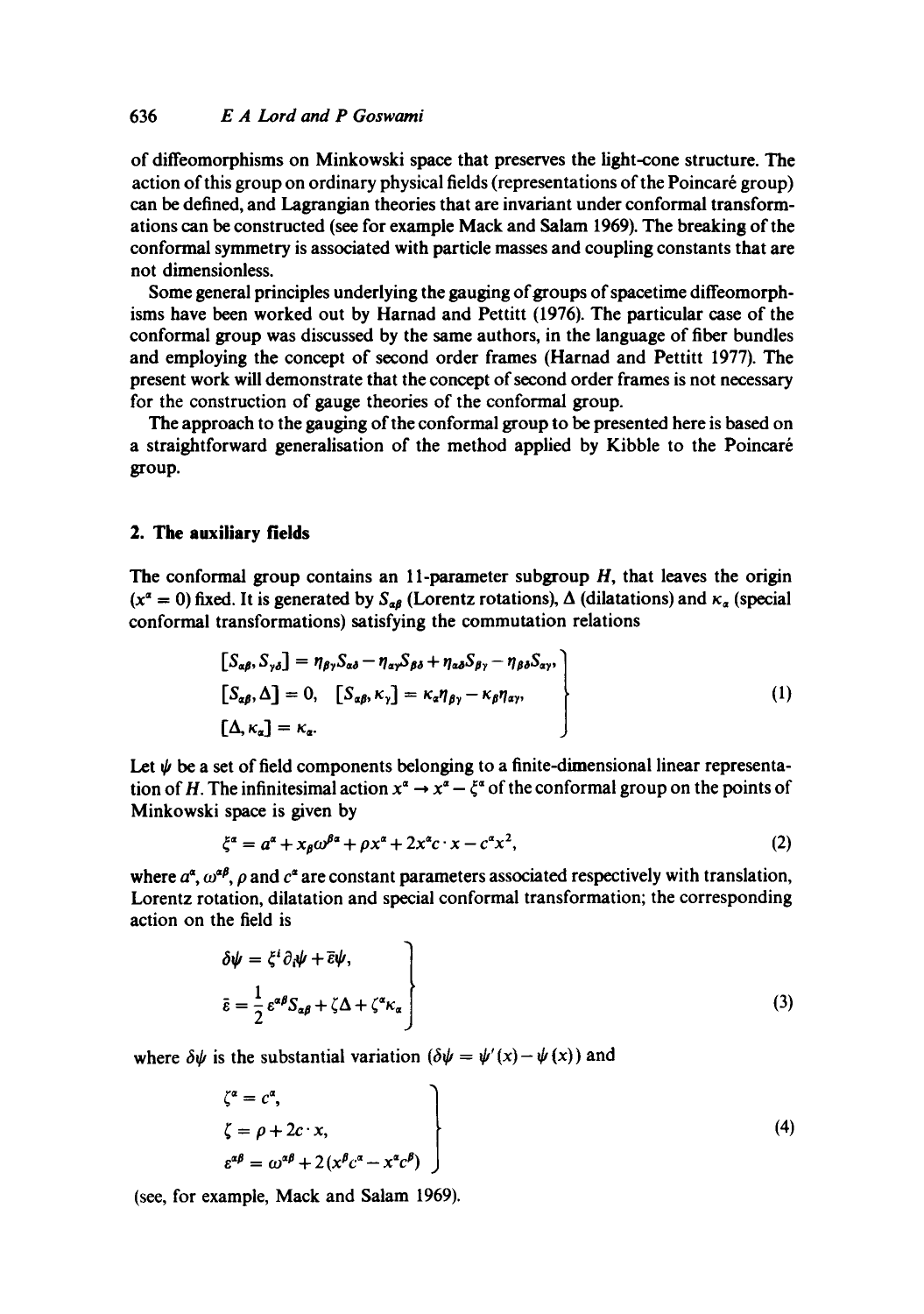of diffeomorphisms on Minkowski space that preserves the light-cone structure. The action of this group on ordinary physical fields (representations of the Poincaré group) can be defined, and Lagrangian theories that are invariant under conformal transformations can be constructed (see for example Mack and Salam 1969). The breaking of the conformal symmetry is associated with particle masses and coupling constants that are not dimensionless.

Some general principles underlying the gauging of groups of spacetime diffeomorphisms have been worked out by Harnad and Pettitt (1976). The particular case of the conformal group was discussed by the same authors, in the language of fiber bundles and employing the concept of second order frames (Harnad and Pettitt 1977). The present work will demonstrate that the concept of second order frames is not necessary for the construction of gauge theories of the conformal group.

The approach to the gauging of the conformal group to be presented here is based on a straightforward generalisation of the method applied by Kibble to the Poincaré group.

## 2. The auxiliary fields

The conformal group contains an 11-parameter subgroup $H$, that leaves the origin ($x^\alpha = 0$) fixed. It is generated by $S_{\alpha\beta}$ (Lorentz rotations), $\Delta$ (dilatations) and $\kappa_\alpha$ (special conformal transformations) satisfying the commutation relations

$$
\left.
\begin{aligned}
&[S_{\alpha\beta}, S_{\gamma\delta}] = \eta_{\beta\gamma} S_{\alpha\delta} - \eta_{\alpha\gamma} S_{\beta\delta} + \eta_{\alpha\delta} S_{\beta\gamma} - \eta_{\beta\delta} S_{\alpha\gamma}, \\
&[S_{\alpha\beta}, \Delta] = 0, \quad [S_{\alpha\beta}, \kappa_\gamma] = \kappa_\alpha \eta_{\beta\gamma} - \kappa_\beta \eta_{\alpha\gamma}, \\
&[\Delta, \kappa_\alpha] = \kappa_\alpha.
\end{aligned}
\right\} \tag{1}
$$

Let $\psi$ be a set of field components belonging to a finite-dimensional linear representation of $H$. The infinitesimal action $x^\alpha \to x^\alpha - \xi^\alpha$ of the conformal group on the points of Minkowski space is given by

$$
\xi^\alpha = a^\alpha + x_\beta \omega^{\beta\alpha} + \rho x^\alpha + 2x^\alpha c \cdot x - c^\alpha x^2, \tag{2}
$$

where $a^\alpha$, $\omega^{\alpha\beta}$, $\rho$ and $c^\alpha$ are constant parameters associated respectively with translation, Lorentz rotation, dilatation and special conformal transformation; the corresponding action on the field is

$$
\left.
\begin{aligned}
&\delta\psi = \xi^i \partial_i \psi + \bar{\varepsilon}\psi, \\
&\bar{\varepsilon} = \frac{1}{2} \varepsilon^{\alpha\beta} S_{\alpha\beta} + \zeta \Delta + \zeta^\alpha \kappa_\alpha
\end{aligned}
\right\} \tag{3}
$$

where $\delta\psi$ is the substantial variation ($\delta\psi = \psi'(x) - \psi(x)$) and

$$
\left.
\begin{aligned}
&\zeta^\alpha = c^\alpha, \\
&\zeta = \rho + 2c \cdot x, \\
&\varepsilon^{\alpha\beta} = \omega^{\alpha\beta} + 2(x^\beta c^\alpha - x^\alpha c^\beta)
\end{aligned}
\right\} \tag{4}
$$

(see, for example, Mack and Salam 1969).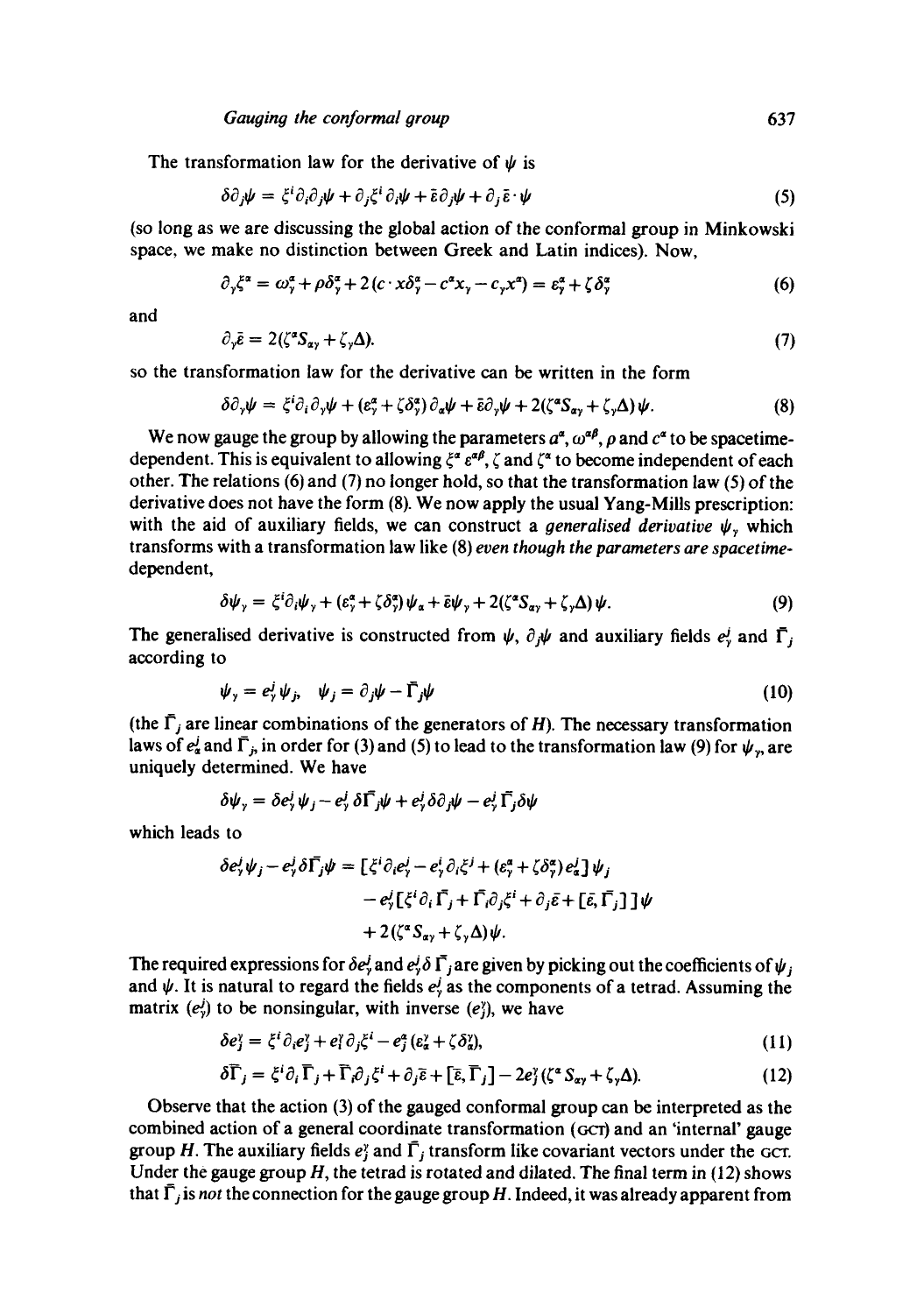The transformation law for the derivative of $\psi$ is

$$\delta \partial_j \psi = \xi^i \partial_i \partial_j \psi + \partial_j \xi^i \partial_i \psi + \bar{\varepsilon} \partial_j \psi + \partial_j \bar{\varepsilon} \cdot \psi \tag{5}$$

(so long as we are discussing the global action of the conformal group in Minkowski space, we make no distinction between Greek and Latin indices). Now,

$$\partial_\gamma \xi^\alpha = \omega^\alpha_\gamma + \rho \delta^\alpha_\gamma + 2(c \cdot x \delta^\alpha_\gamma - c^\alpha x_\gamma - c_\gamma x^\alpha) = \varepsilon^\alpha_\gamma + \zeta \delta^\alpha_\gamma \tag{6}$$

and

$$\partial_\gamma \bar{\varepsilon} = 2(\zeta^\alpha S_{\alpha\gamma} + \zeta_\gamma \Delta). \tag{7}$$

so the transformation law for the derivative can be written in the form

$$\delta \partial_\gamma \psi = \xi^i \partial_i \partial_\gamma \psi + (\varepsilon^\alpha_\gamma + \zeta \delta^\alpha_\gamma) \partial_\alpha \psi + \bar{\varepsilon} \partial_\gamma \psi + 2(\zeta^\alpha S_{\alpha\gamma} + \zeta_\gamma \Delta) \psi. \tag{8}$$

We now gauge the group by allowing the parameters $a^\alpha$, $\omega^{\alpha\beta}$, $\rho$ and $c^\alpha$ to be spacetime-dependent. This is equivalent to allowing $\xi^\alpha$ $\varepsilon^{\alpha\beta}$, $\zeta$ and $\zeta^\alpha$ to become independent of each other. The relations (6) and (7) no longer hold, so that the transformation law (5) of the derivative does not have the form (8). We now apply the usual Yang-Mills prescription: with the aid of auxiliary fields, we can construct a *generalised derivative* $\psi_\gamma$ which transforms with a transformation law like (8) *even though the parameters are spacetime-dependent*,

$$\delta \psi_\gamma = \xi^i \partial_i \psi_\gamma + (\varepsilon^\alpha_\gamma + \zeta \delta^\alpha_\gamma) \psi_\alpha + \bar{\varepsilon} \psi_\gamma + 2(\zeta^\alpha S_{\alpha\gamma} + \zeta_\gamma \Delta) \psi. \tag{9}$$

The generalised derivative is constructed from $\psi$, $\partial_j \psi$ and auxiliary fields $e^j_\gamma$ and $\bar{\Gamma}_j$ according to

$$\psi_\gamma = e^j_\gamma \psi_j, \quad \psi_j = \partial_j \psi - \bar{\Gamma}_j \psi \tag{10}$$

(the $\bar{\Gamma}_j$ are linear combinations of the generators of $H$). The necessary transformation laws of $e^j_\alpha$ and $\bar{\Gamma}_j$, in order for (3) and (5) to lead to the transformation law (9) for $\psi_\gamma$, are uniquely determined. We have

$$\delta \psi_\gamma = \delta e^j_\gamma \psi_j - e^j_\gamma \delta \bar{\Gamma}_j \psi + e^j_\gamma \delta \partial_j \psi - e^j_\gamma \bar{\Gamma}_j \delta \psi$$

which leads to

$$\begin{aligned}
\delta e^j_\gamma \psi_j - e^j_\gamma \delta \bar{\Gamma}_j \psi = {} & [\xi^i \partial_i e^j_\gamma - e^i_\gamma \partial_i \xi^j + (\varepsilon^\alpha_\gamma + \zeta \delta^\alpha_\gamma) e^j_\alpha] \psi_j \\
& - e^j_\gamma [\xi^i \partial_i \bar{\Gamma}_j + \bar{\Gamma}_i \partial_j \xi^i + \partial_j \bar{\varepsilon} + [\bar{\varepsilon}, \bar{\Gamma}_j]] \psi \\
& + 2(\zeta^\alpha S_{\alpha\gamma} + \zeta_\gamma \Delta) \psi.
\end{aligned}$$

The required expressions for $\delta e^j_\gamma$ and $e^j_\gamma \delta \bar{\Gamma}_j$ are given by picking out the coefficients of $\psi_j$ and $\psi$. It is natural to regard the fields $e^j_\gamma$ as the components of a tetrad. Assuming the matrix $(e^j_\gamma)$ to be nonsingular, with inverse $(e^\gamma_j)$, we have

$$\delta e^\gamma_j = \xi^i \partial_i e^\gamma_j + e^\gamma_i \partial_j \xi^i - e^\alpha_j (\varepsilon^\gamma_\alpha + \zeta \delta^\gamma_\alpha), \tag{11}$$

$$\delta \bar{\Gamma}_j = \xi^i \partial_i \bar{\Gamma}_j + \bar{\Gamma}_i \partial_j \xi^i + \partial_j \bar{\varepsilon} + [\bar{\varepsilon}, \bar{\Gamma}_j] - 2 e^\gamma_j (\zeta^\alpha S_{\alpha\gamma} + \zeta_\gamma \Delta). \tag{12}$$

Observe that the action (3) of the gauged conformal group can be interpreted as the combined action of a general coordinate transformation (GCT) and an 'internal' gauge group $H$. The auxiliary fields $e^\gamma_j$ and $\bar{\Gamma}_j$ transform like covariant vectors under the GCT. Under the gauge group $H$, the tetrad is rotated and dilated. The final term in (12) shows that $\bar{\Gamma}_j$ is *not* the connection for the gauge group $H$. Indeed, it was already apparent from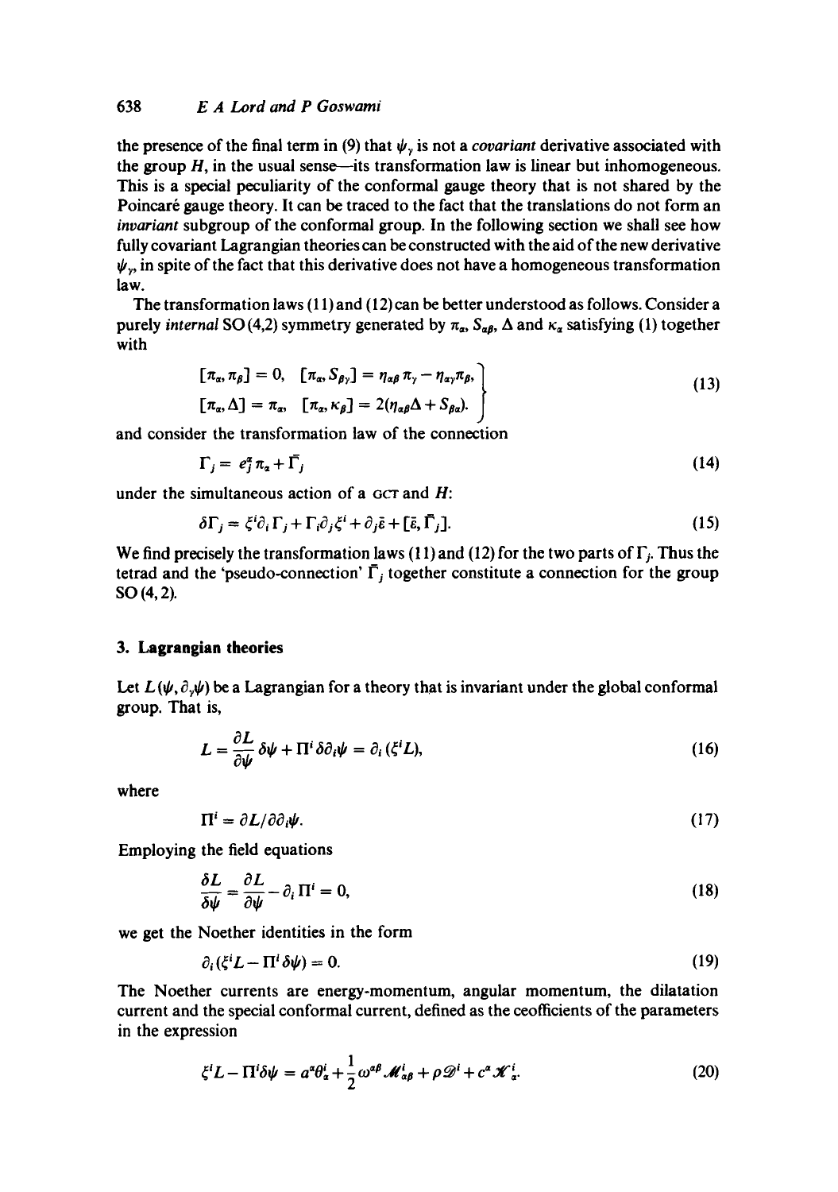the presence of the final term in (9) that $\psi_\gamma$ is not a *covariant* derivative associated with the group $H$, in the usual sense—its transformation law is linear but inhomogeneous. This is a special peculiarity of the conformal gauge theory that is not shared by the Poincaré gauge theory. It can be traced to the fact that the translations do not form an *invariant* subgroup of the conformal group. In the following section we shall see how fully covariant Lagrangian theories can be constructed with the aid of the new derivative $\psi_\gamma$, in spite of the fact that this derivative does not have a homogeneous transformation law.

The transformation laws (11) and (12) can be better understood as follows. Consider a purely *internal* SO(4,2) symmetry generated by $\pi_\alpha$, $S_{\alpha\beta}$, $\Delta$ and $\kappa_\alpha$ satisfying (1) together with

$$\left.\begin{aligned}&[\pi_\alpha, \pi_\beta] = 0, \quad [\pi_\alpha, S_{\beta\gamma}] = \eta_{\alpha\beta}\pi_\gamma - \eta_{\alpha\gamma}\pi_\beta,\\ &[\pi_\alpha, \Delta] = \pi_\alpha, \quad [\pi_\alpha, \kappa_\beta] = 2(\eta_{\alpha\beta}\Delta + S_{\beta\alpha}).\end{aligned}\right\} \tag{13}$$

and consider the transformation law of the connection

$$\Gamma_j = e^\alpha_j \pi_\alpha + \bar{\Gamma}_j \tag{14}$$

under the simultaneous action of a GCT and $H$:

$$\delta\Gamma_j = \xi^i\partial_i\Gamma_j + \Gamma_i\partial_j\xi^i + \partial_j\bar{\varepsilon} + [\bar{\varepsilon}, \bar{\Gamma}_j]. \tag{15}$$

We find precisely the transformation laws (11) and (12) for the two parts of $\Gamma_j$. Thus the tetrad and the 'pseudo-connection' $\bar{\Gamma}_j$ together constitute a connection for the group SO(4, 2).

## 3. Lagrangian theories

Let $L(\psi, \partial_\gamma\psi)$ be a Lagrangian for a theory that is invariant under the global conformal group. That is,

$$L = \frac{\partial L}{\partial\psi}\delta\psi + \Pi^i\delta\partial_i\psi = \partial_i(\xi^i L), \tag{16}$$

where

$$\Pi^i = \partial L/\partial\partial_i\psi. \tag{17}$$

Employing the field equations

$$\frac{\delta L}{\delta\psi} = \frac{\partial L}{\partial\psi} - \partial_i\Pi^i = 0, \tag{18}$$

we get the Noether identities in the form

$$\partial_i(\xi^i L - \Pi^i\delta\psi) = 0. \tag{19}$$

The Noether currents are energy-momentum, angular momentum, the dilatation current and the special conformal current, defined as the ceofficients of the parameters in the expression

$$\xi^i L - \Pi^i\delta\psi = a^\alpha\theta^i_\alpha + \frac{1}{2}\omega^{\alpha\beta}\mathcal{M}^i_{\alpha\beta} + \rho\mathcal{D}^i + c^\alpha\mathcal{K}^i_\alpha. \tag{20}$$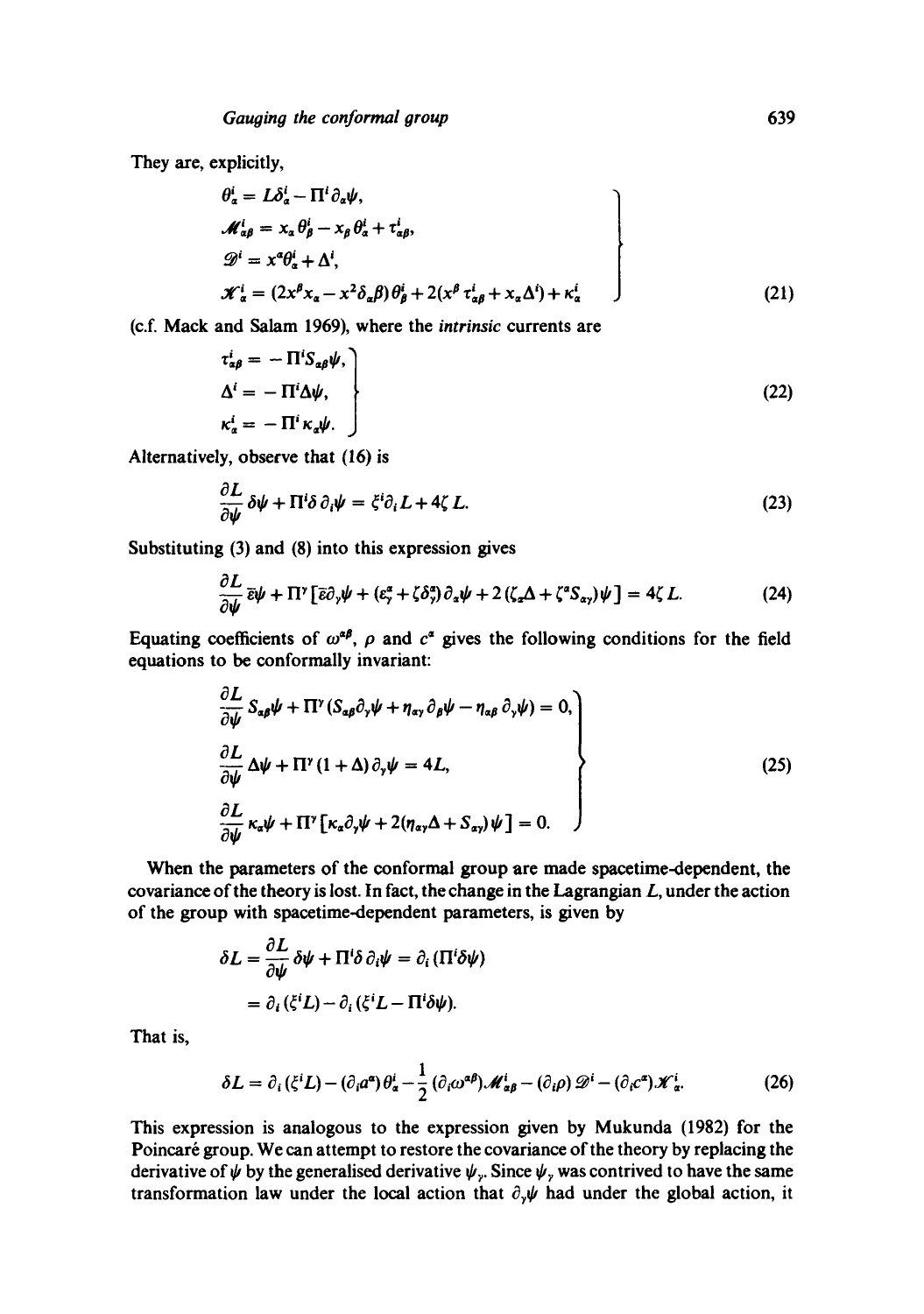They are, explicitly,

$$
\left.
\begin{aligned}
\theta^i_\alpha &= L\delta^i_\alpha - \Pi^i \partial_\alpha \psi, \\
\mathcal{M}^i_{\alpha\beta} &= x_\alpha \theta^i_\beta - x_\beta \theta^i_\alpha + \tau^i_{\alpha\beta}, \\
\mathcal{D}^i &= x^\alpha \theta^i_\alpha + \Delta^i, \\
\mathcal{K}^i_\alpha &= (2x^\beta x_\alpha - x^2 \delta_\alpha \beta)\theta^i_\beta + 2(x^\beta \tau^i_{\alpha\beta} + x_\alpha \Delta^i) + \kappa^i_\alpha
\end{aligned}
\right\}
\tag{21}
$$

(c.f. Mack and Salam 1969), where the *intrinsic* currents are

$$
\left.
\begin{aligned}
\tau^i_{\alpha\beta} &= -\Pi^i S_{\alpha\beta}\psi, \\
\Delta^i &= -\Pi^i \Delta \psi, \\
\kappa^i_\alpha &= -\Pi^i \kappa_\alpha \psi.
\end{aligned}
\right\}
\tag{22}
$$

Alternatively, observe that (16) is

$$
\frac{\partial L}{\partial \psi}\delta\psi + \Pi^i \delta\, \partial_i \psi = \xi^i \partial_i L + 4\zeta L. \tag{23}
$$

Substituting (3) and (8) into this expression gives

$$
\frac{\partial L}{\partial \psi}\bar{\varepsilon}\psi + \Pi^\gamma [\bar{\varepsilon}\partial_\gamma \psi + (\varepsilon^\alpha_\gamma + \zeta\delta^\alpha_\gamma)\partial_\alpha \psi + 2(\zeta_\alpha \Delta + \zeta^\alpha S_{\alpha\gamma})\psi] = 4\zeta L. \tag{24}
$$

Equating coefficients of $\omega^{\alpha\beta}$, $\rho$ and $c^\alpha$ gives the following conditions for the field equations to be conformally invariant:

$$
\left.
\begin{aligned}
&\frac{\partial L}{\partial \psi} S_{\alpha\beta}\psi + \Pi^\gamma (S_{\alpha\beta}\partial_\gamma \psi + \eta_{\alpha\gamma}\partial_\beta \psi - \eta_{\alpha\beta}\partial_\gamma \psi) = 0, \\
&\frac{\partial L}{\partial \psi}\Delta\psi + \Pi^\gamma (1+\Delta)\partial_\gamma \psi = 4L, \\
&\frac{\partial L}{\partial \psi}\kappa_\alpha \psi + \Pi^\gamma [\kappa_\alpha \partial_\gamma \psi + 2(\eta_{\alpha\gamma}\Delta + S_{\alpha\gamma})\psi] = 0.
\end{aligned}
\right\}
\tag{25}
$$

When the parameters of the conformal group are made spacetime-dependent, the covariance of the theory is lost. In fact, the change in the Lagrangian $L$, under the action of the group with spacetime-dependent parameters, is given by

$$
\begin{aligned}
\delta L &= \frac{\partial L}{\partial \psi}\delta\psi + \Pi^i \delta\, \partial_i \psi = \partial_i (\Pi^i \delta\psi) \\
&= \partial_i (\xi^i L) - \partial_i (\xi^i L - \Pi^i \delta \psi).
\end{aligned}
$$

That is,

$$
\delta L = \partial_i (\xi^i L) - (\partial_i a^\alpha)\theta^i_\alpha - \frac{1}{2}(\partial_i \omega^{\alpha\beta})\mathcal{M}^i_{\alpha\beta} - (\partial_i \rho)\mathcal{D}^i - (\partial_i c^\alpha)\mathcal{K}^i_\alpha. \tag{26}
$$

This expression is analogous to the expression given by Mukunda (1982) for the Poincaré group. We can attempt to restore the covariance of the theory by replacing the derivative of $\psi$ by the generalised derivative $\psi_{,\gamma}$. Since $\psi_{,\gamma}$ was contrived to have the same transformation law under the local action that $\partial_\gamma \psi$ had under the global action, it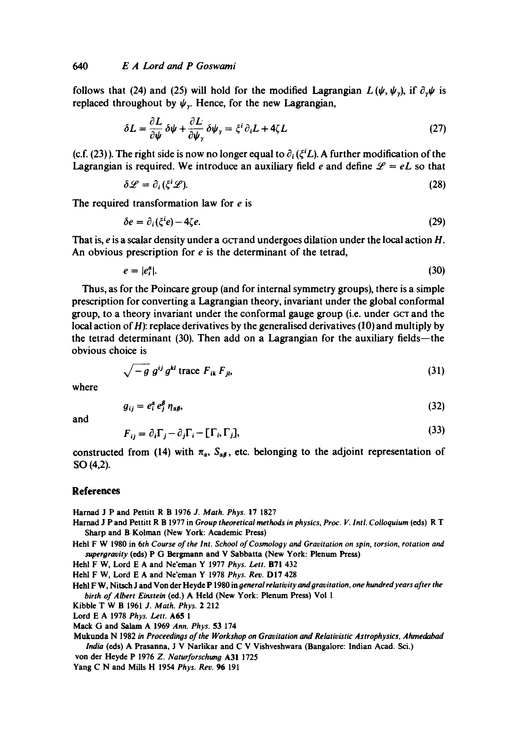follows that (24) and (25) will hold for the modified Lagrangian $L(\psi, \psi_\gamma)$, if $\partial_\gamma \psi$ is replaced throughout by $\psi_\gamma$. Hence, for the new Lagrangian,

$$\delta L = \frac{\partial L}{\partial \psi} \delta \psi + \frac{\partial L}{\partial \psi_\gamma} \delta \psi_\gamma = \xi^i \partial_i L + 4\zeta L \tag{27}$$

(c.f. (23)). The right side is now no longer equal to $\partial_i (\xi^i L)$. A further modification of the Lagrangian is required. We introduce an auxiliary field $e$ and define $\mathscr{L} = eL$ so that

$$\delta \mathscr{L} = \partial_i (\xi^i \mathscr{L}). \tag{28}$$

The required transformation law for $e$ is

$$\delta e = \partial_i (\xi^i e) - 4\zeta e. \tag{29}$$

That is, $e$ is a scalar density under a GCT and undergoes dilation under the local action $H$. An obvious prescription for $e$ is the determinant of the tetrad,

$$e = |e_i^\alpha|. \tag{30}$$

Thus, as for the Poincare group (and for internal symmetry groups), there is a simple prescription for converting a Lagrangian theory, invariant under the global conformal group, to a theory invariant under the conformal gauge group (i.e. under GCT and the local action of $H$): replace derivatives by the generalised derivatives (10) and multiply by the tetrad determinant (30). Then add on a Lagrangian for the auxiliary fields—the obvious choice is

$$\sqrt{-g}\, g^{ij} g^{kl} \,\text{trace}\, F_{ik} F_{jl}, \tag{31}$$

where

$$g_{ij} = e_i^\alpha e_j^\beta \eta_{\alpha\beta}, \tag{32}$$

and

$$F_{ij} = \partial_i \Gamma_j - \partial_j \Gamma_i - [\Gamma_i, \Gamma_j], \tag{33}$$

constructed from (14) with $\pi_\alpha$, $S_{\alpha\beta}$, etc. belonging to the adjoint representation of SO (4,2).

## References

Harnad J P and Pettitt R B 1976 *J. Math. Phys.* **17** 1827

Harnad J P and Pettitt R B 1977 in *Group theoretical methods in physics, Proc. V. Intl. Colloquium* (eds) R T Sharp and B Kolman (New York: Academic Press)

Hehl F W 1980 in *6th Course of the Int. School of Cosmology and Gravitation on spin, torsion, rotation and supergravity* (eds) P G Bergmann and V Sabbatta (New York: Plenum Press)

Hehl F W, Lord E A and Ne'eman Y 1977 *Phys. Lett.* **B71** 432

Hehl F W, Lord E A and Ne'eman Y 1978 *Phys. Rev.* **D17** 428

Hehl F W, Nitsch J and Von der Heyde P 1980 in *general relativity and gravitation, one hundred years after the birth of Albert Einstein* (ed.) A Held (New York: Plenum Press) Vol 1

Kibble T W B 1961 *J. Math. Phys.* **2** 212

Lord E A 1978 *Phys. Lett.* **A65** 1

Mack G and Salam A 1969 *Ann. Phys.* **53** 174

Mukunda N 1982 *in Proceedings of the Workshop on Gravitation and Relativistic Astrophysics, Ahmedabad India* (eds) A Prasanna, J V Narlikar and C V Vishveshwara (Bangalore: Indian Acad. Sci.)

von der Heyde P 1976 *Z. Naturforschung* **A31** 1725

Yang C N and Mills H 1954 *Phys. Rev.* **96** 191